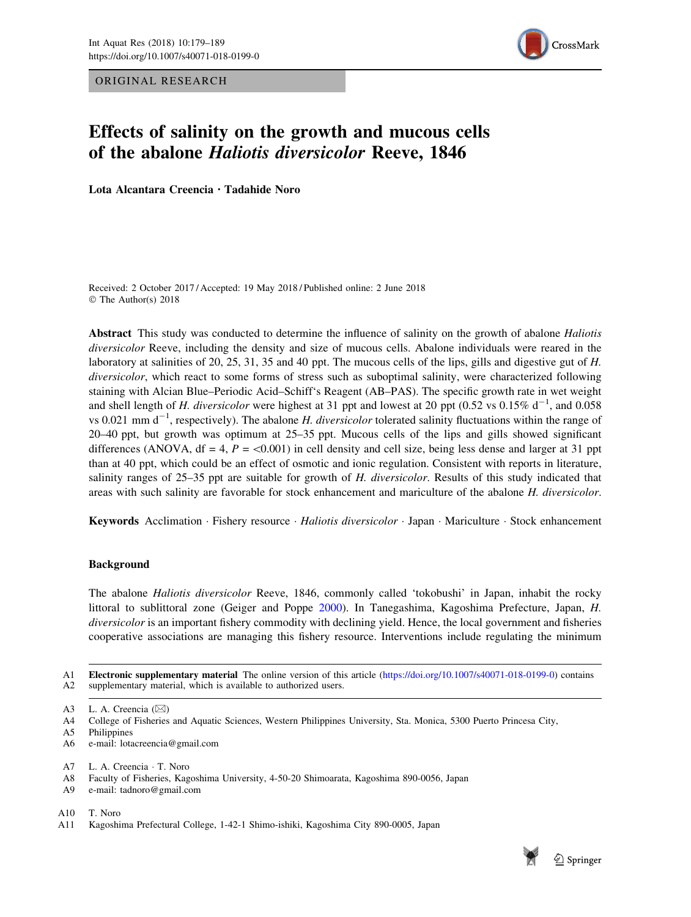ORIGINAL RESEARCH

# Effects of salinity on the growth and mucous cells of the abalone *Haliotis diversicolor* Reeve, 1846

**Lota Alcantara Creencia · Tadahide Noro**

Received: 2 October 2017 / Accepted: 19 May 2018 / Published online: 2 June 2018
© The Author(s) 2018

**Abstract** This study was conducted to determine the influence of salinity on the growth of abalone *Haliotis diversicolor* Reeve, including the density and size of mucous cells. Abalone individuals were reared in the laboratory at salinities of 20, 25, 31, 35 and 40 ppt. The mucous cells of the lips, gills and digestive gut of *H. diversicolor*, which react to some forms of stress such as suboptimal salinity, were characterized following staining with Alcian Blue–Periodic Acid–Schiff's Reagent (AB–PAS). The specific growth rate in wet weight and shell length of *H. diversicolor* were highest at 31 ppt and lowest at 20 ppt (0.52 vs 0.15% $d^{-1}$, and 0.058 vs 0.021 mm $d^{-1}$, respectively). The abalone *H. diversicolor* tolerated salinity fluctuations within the range of 20–40 ppt, but growth was optimum at 25–35 ppt. Mucous cells of the lips and gills showed significant differences (ANOVA, df = 4, $P = <0.001$) in cell density and cell size, being less dense and larger at 31 ppt than at 40 ppt, which could be an effect of osmotic and ionic regulation. Consistent with reports in literature, salinity ranges of 25–35 ppt are suitable for growth of *H. diversicolor*. Results of this study indicated that areas with such salinity are favorable for stock enhancement and mariculture of the abalone *H. diversicolor*.

**Keywords** Acclimation · Fishery resource · *Haliotis diversicolor* · Japan · Mariculture · Stock enhancement

## Background

The abalone *Haliotis diversicolor* Reeve, 1846, commonly called 'tokobushi' in Japan, inhabit the rocky littoral to sublittoral zone (Geiger and Poppe 2000). In Tanegashima, Kagoshima Prefecture, Japan, *H. diversicolor* is an important fishery commodity with declining yield. Hence, the local government and fisheries cooperative associations are managing this fishery resource. Interventions include regulating the minimum

---

**Electronic supplementary material** The online version of this article (https://doi.org/10.1007/s40071-018-0199-0) contains supplementary material, which is available to authorized users.

L. A. Creencia (✉)
College of Fisheries and Aquatic Sciences, Western Philippines University, Sta. Monica, 5300 Puerto Princesa City, Philippines
e-mail: lotacreencia@gmail.com

L. A. Creencia · T. Noro
Faculty of Fisheries, Kagoshima University, 4-50-20 Shimoarata, Kagoshima 890-0056, Japan
e-mail: tadnoro@gmail.com

T. Noro
Kagoshima Prefectural College, 1-42-1 Shimo-ishiki, Kagoshima City 890-0005, Japan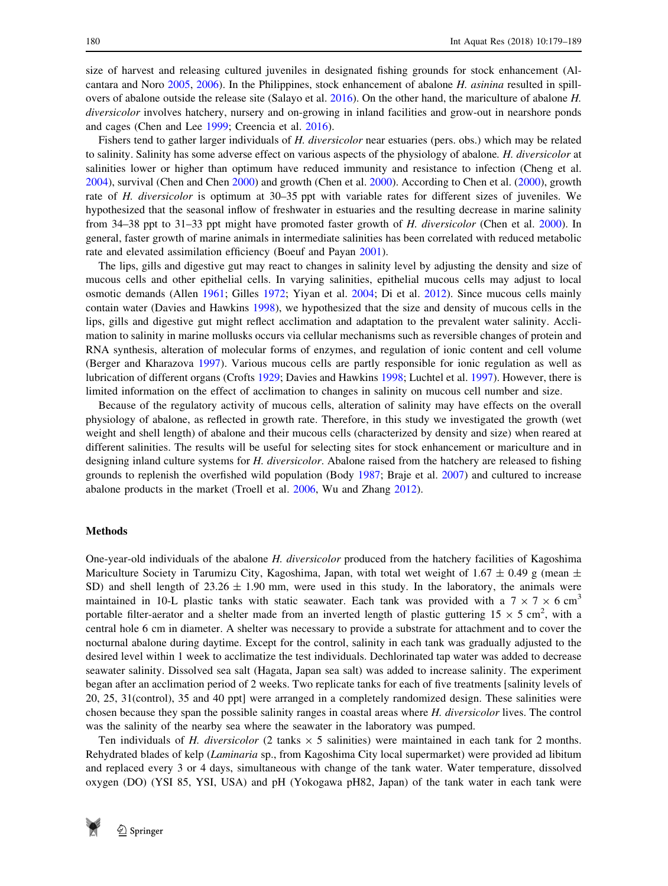size of harvest and releasing cultured juveniles in designated fishing grounds for stock enhancement (Alcantara and Noro 2005, 2006). In the Philippines, stock enhancement of abalone *H. asinina* resulted in spill-overs of abalone outside the release site (Salayo et al. 2016). On the other hand, the mariculture of abalone *H. diversicolor* involves hatchery, nursery and on-growing in inland facilities and grow-out in nearshore ponds and cages (Chen and Lee 1999; Creencia et al. 2016).

Fishers tend to gather larger individuals of *H. diversicolor* near estuaries (pers. obs.) which may be related to salinity. Salinity has some adverse effect on various aspects of the physiology of abalone. *H. diversicolor* at salinities lower or higher than optimum have reduced immunity and resistance to infection (Cheng et al. 2004), survival (Chen and Chen 2000) and growth (Chen et al. 2000). According to Chen et al. (2000), growth rate of *H. diversicolor* is optimum at 30–35 ppt with variable rates for different sizes of juveniles. We hypothesized that the seasonal inflow of freshwater in estuaries and the resulting decrease in marine salinity from 34–38 ppt to 31–33 ppt might have promoted faster growth of *H. diversicolor* (Chen et al. 2000). In general, faster growth of marine animals in intermediate salinities has been correlated with reduced metabolic rate and elevated assimilation efficiency (Boeuf and Payan 2001).

The lips, gills and digestive gut may react to changes in salinity level by adjusting the density and size of mucous cells and other epithelial cells. In varying salinities, epithelial mucous cells may adjust to local osmotic demands (Allen 1961; Gilles 1972; Yiyan et al. 2004; Di et al. 2012). Since mucous cells mainly contain water (Davies and Hawkins 1998), we hypothesized that the size and density of mucous cells in the lips, gills and digestive gut might reflect acclimation and adaptation to the prevalent water salinity. Acclimation to salinity in marine mollusks occurs via cellular mechanisms such as reversible changes of protein and RNA synthesis, alteration of molecular forms of enzymes, and regulation of ionic content and cell volume (Berger and Kharazova 1997). Various mucous cells are partly responsible for ionic regulation as well as lubrication of different organs (Crofts 1929; Davies and Hawkins 1998; Luchtel et al. 1997). However, there is limited information on the effect of acclimation to changes in salinity on mucous cell number and size.

Because of the regulatory activity of mucous cells, alteration of salinity may have effects on the overall physiology of abalone, as reflected in growth rate. Therefore, in this study we investigated the growth (wet weight and shell length) of abalone and their mucous cells (characterized by density and size) when reared at different salinities. The results will be useful for selecting sites for stock enhancement or mariculture and in designing inland culture systems for *H. diversicolor*. Abalone raised from the hatchery are released to fishing grounds to replenish the overfished wild population (Body 1987; Braje et al. 2007) and cultured to increase abalone products in the market (Troell et al. 2006, Wu and Zhang 2012).

## Methods

One-year-old individuals of the abalone *H. diversicolor* produced from the hatchery facilities of Kagoshima Mariculture Society in Tarumizu City, Kagoshima, Japan, with total wet weight of 1.67 ± 0.49 g (mean ± SD) and shell length of 23.26 ± 1.90 mm, were used in this study. In the laboratory, the animals were maintained in 10-L plastic tanks with static seawater. Each tank was provided with a 7 × 7 × 6 $cm^3$ portable filter-aerator and a shelter made from an inverted length of plastic guttering 15 × 5 $cm^2$, with a central hole 6 cm in diameter. A shelter was necessary to provide a substrate for attachment and to cover the nocturnal abalone during daytime. Except for the control, salinity in each tank was gradually adjusted to the desired level within 1 week to acclimatize the test individuals. Dechlorinated tap water was added to decrease seawater salinity. Dissolved sea salt (Hagata, Japan sea salt) was added to increase salinity. The experiment began after an acclimation period of 2 weeks. Two replicate tanks for each of five treatments [salinity levels of 20, 25, 31(control), 35 and 40 ppt] were arranged in a completely randomized design. These salinities were chosen because they span the possible salinity ranges in coastal areas where *H. diversicolor* lives. The control was the salinity of the nearby sea where the seawater in the laboratory was pumped.

Ten individuals of *H. diversicolor* (2 tanks × 5 salinities) were maintained in each tank for 2 months. Rehydrated blades of kelp (*Laminaria* sp., from Kagoshima City local supermarket) were provided ad libitum and replaced every 3 or 4 days, simultaneous with change of the tank water. Water temperature, dissolved oxygen (DO) (YSI 85, YSI, USA) and pH (Yokogawa pH82, Japan) of the tank water in each tank were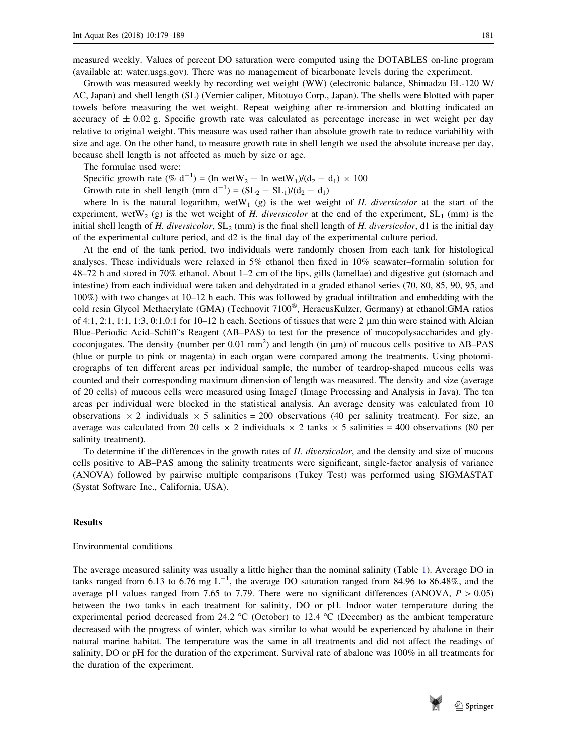measured weekly. Values of percent DO saturation were computed using the DOTABLES on-line program (available at: water.usgs.gov). There was no management of bicarbonate levels during the experiment.

Growth was measured weekly by recording wet weight (WW) (electronic balance, Shimadzu EL-120 W/AC, Japan) and shell length (SL) (Vernier caliper, Mitotuyo Corp., Japan). The shells were blotted with paper towels before measuring the wet weight. Repeat weighing after re-immersion and blotting indicated an accuracy of $\pm$ 0.02 g. Specific growth rate was calculated as percentage increase in wet weight per day relative to original weight. This measure was used rather than absolute growth rate to reduce variability with size and age. On the other hand, to measure growth rate in shell length we used the absolute increase per day, because shell length is not affected as much by size or age.

The formulae used were:

Specific growth rate (% $d^{-1}$) = $(\ln \text{wetW}_2 - \ln \text{wetW}_1)/(d_2 - d_1) \times 100$

Growth rate in shell length (mm $d^{-1}$) = $(SL_2 - SL_1)/(d_2 - d_1)$

where ln is the natural logarithm, $\text{wetW}_1$ (g) is the wet weight of *H. diversicolor* at the start of the experiment, $\text{wetW}_2$ (g) is the wet weight of *H. diversicolor* at the end of the experiment, $SL_1$ (mm) is the initial shell length of *H. diversicolor*, $SL_2$ (mm) is the final shell length of *H. diversicolor*, d1 is the initial day of the experimental culture period, and d2 is the final day of the experimental culture period.

At the end of the tank period, two individuals were randomly chosen from each tank for histological analyses. These individuals were relaxed in 5% ethanol then fixed in 10% seawater–formalin solution for 48–72 h and stored in 70% ethanol. About 1–2 cm of the lips, gills (lamellae) and digestive gut (stomach and intestine) from each individual were taken and dehydrated in a graded ethanol series (70, 80, 85, 90, 95, and 100%) with two changes at 10–12 h each. This was followed by gradual infiltration and embedding with the cold resin Glycol Methacrylate (GMA) (Technovit 7100®, HeraeusKulzer, Germany) at ethanol:GMA ratios of 4:1, 2:1, 1:1, 1:3, 0:1,0:1 for 10–12 h each. Sections of tissues that were 2 μm thin were stained with Alcian Blue–Periodic Acid–Schiff's Reagent (AB–PAS) to test for the presence of mucopolysaccharides and glycoconjugates. The density (number per 0.01 $mm^2$) and length (in μm) of mucous cells positive to AB–PAS (blue or purple to pink or magenta) in each organ were compared among the treatments. Using photomicrographs of ten different areas per individual sample, the number of teardrop-shaped mucous cells was counted and their corresponding maximum dimension of length was measured. The density and size (average of 20 cells) of mucous cells were measured using ImageJ (Image Processing and Analysis in Java). The ten areas per individual were blocked in the statistical analysis. An average density was calculated from 10 observations $\times$ 2 individuals $\times$ 5 salinities = 200 observations (40 per salinity treatment). For size, an average was calculated from 20 cells $\times$ 2 individuals $\times$ 2 tanks $\times$ 5 salinities = 400 observations (80 per salinity treatment).

To determine if the differences in the growth rates of *H. diversicolor*, and the density and size of mucous cells positive to AB–PAS among the salinity treatments were significant, single-factor analysis of variance (ANOVA) followed by pairwise multiple comparisons (Tukey Test) was performed using SIGMASTAT (Systat Software Inc., California, USA).

## Results

### Environmental conditions

The average measured salinity was usually a little higher than the nominal salinity (Table 1). Average DO in tanks ranged from 6.13 to 6.76 mg $L^{-1}$, the average DO saturation ranged from 84.96 to 86.48%, and the average pH values ranged from 7.65 to 7.79. There were no significant differences (ANOVA, $P > 0.05$) between the two tanks in each treatment for salinity, DO or pH. Indoor water temperature during the experimental period decreased from 24.2 °C (October) to 12.4 °C (December) as the ambient temperature decreased with the progress of winter, which was similar to what would be experienced by abalone in their natural marine habitat. The temperature was the same in all treatments and did not affect the readings of salinity, DO or pH for the duration of the experiment. Survival rate of abalone was 100% in all treatments for the duration of the experiment.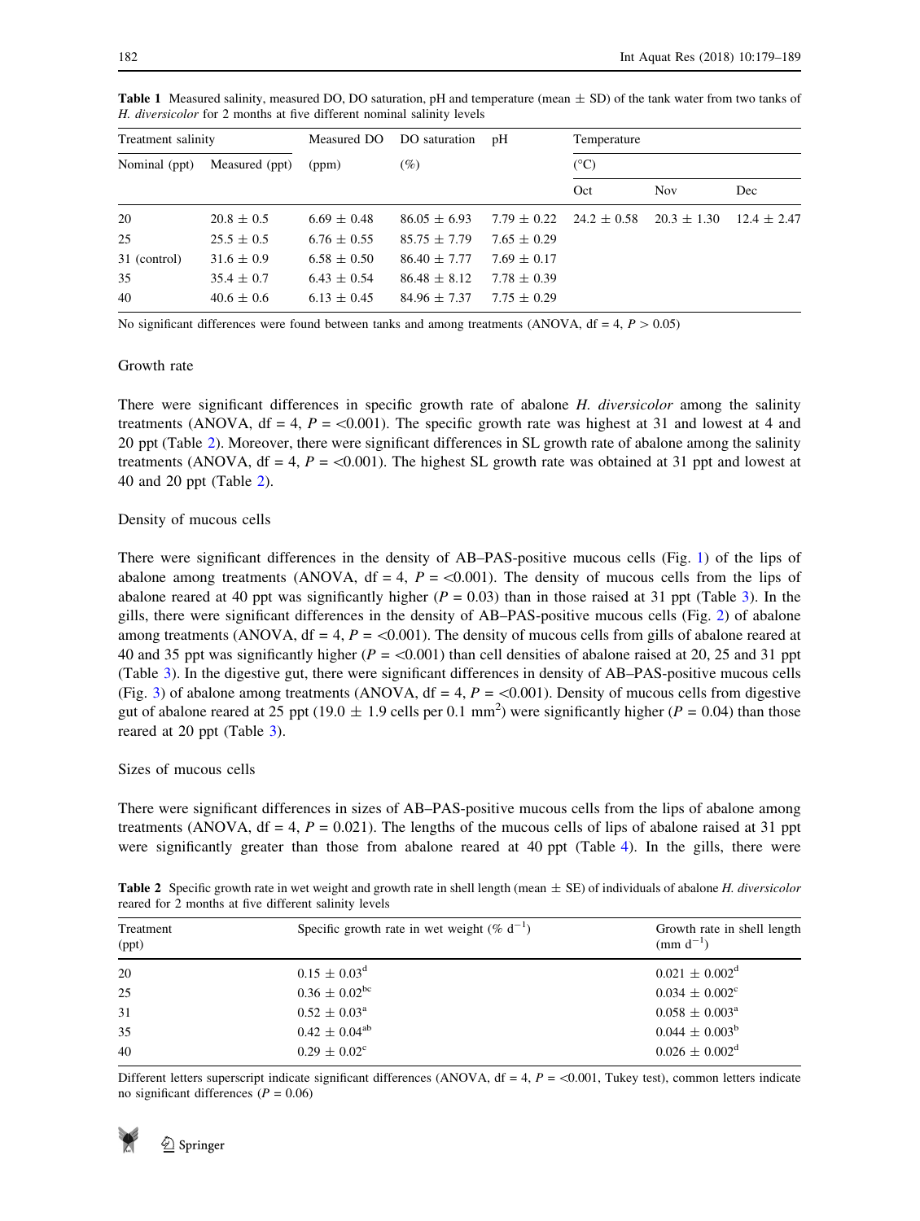**Table 1** Measured salinity, measured DO, DO saturation, pH and temperature (mean ± SD) of the tank water from two tanks of *H. diversicolor* for 2 months at five different nominal salinity levels

| Treatment salinity | | Measured DO (ppm) | DO saturation (%) | pH | Temperature (°C) | | |
|---|---|---|---|---|---|---|---|
| Nominal (ppt) | Measured (ppt) | | | | Oct | Nov | Dec |
| 20 | 20.8 ± 0.5 | 6.69 ± 0.48 | 86.05 ± 6.93 | 7.79 ± 0.22 | 24.2 ± 0.58 | 20.3 ± 1.30 | 12.4 ± 2.47 |
| 25 | 25.5 ± 0.5 | 6.76 ± 0.55 | 85.75 ± 7.79 | 7.65 ± 0.29 | | | |
| 31 (control) | 31.6 ± 0.9 | 6.58 ± 0.50 | 86.40 ± 7.77 | 7.69 ± 0.17 | | | |
| 35 | 35.4 ± 0.7 | 6.43 ± 0.54 | 86.48 ± 8.12 | 7.78 ± 0.39 | | | |
| 40 | 40.6 ± 0.6 | 6.13 ± 0.45 | 84.96 ± 7.37 | 7.75 ± 0.29 | | | |

No significant differences were found between tanks and among treatments (ANOVA, df = 4, $P > 0.05$)

### Growth rate

There were significant differences in specific growth rate of abalone *H. diversicolor* among the salinity treatments (ANOVA, df = 4, $P = <0.001$). The specific growth rate was highest at 31 and lowest at 4 and 20 ppt (Table 2). Moreover, there were significant differences in SL growth rate of abalone among the salinity treatments (ANOVA, df = 4, $P = <0.001$). The highest SL growth rate was obtained at 31 ppt and lowest at 40 and 20 ppt (Table 2).

### Density of mucous cells

There were significant differences in the density of AB–PAS-positive mucous cells (Fig. 1) of the lips of abalone among treatments (ANOVA, df = 4, $P = <0.001$). The density of mucous cells from the lips of abalone reared at 40 ppt was significantly higher ($P = 0.03$) than in those raised at 31 ppt (Table 3). In the gills, there were significant differences in the density of AB–PAS-positive mucous cells (Fig. 2) of abalone among treatments (ANOVA, df = 4, $P = <0.001$). The density of mucous cells from gills of abalone reared at 40 and 35 ppt was significantly higher ($P = <0.001$) than cell densities of abalone raised at 20, 25 and 31 ppt (Table 3). In the digestive gut, there were significant differences in density of AB–PAS-positive mucous cells (Fig. 3) of abalone among treatments (ANOVA, df = 4, $P = <0.001$). Density of mucous cells from digestive gut of abalone reared at 25 ppt (19.0 ± 1.9 cells per 0.1 $mm^2$) were significantly higher ($P = 0.04$) than those reared at 20 ppt (Table 3).

### Sizes of mucous cells

There were significant differences in sizes of AB–PAS-positive mucous cells from the lips of abalone among treatments (ANOVA, df = 4, $P = 0.021$). The lengths of the mucous cells of lips of abalone raised at 31 ppt were significantly greater than those from abalone reared at 40 ppt (Table 4). In the gills, there were

**Table 2** Specific growth rate in wet weight and growth rate in shell length (mean ± SE) of individuals of abalone *H. diversicolor* reared for 2 months at five different salinity levels

| Treatment (ppt) | Specific growth rate in wet weight (% $d^{-1}$) | Growth rate in shell length (mm $d^{-1}$) |
|---|---|---|
| 20 | $0.15 \pm 0.03^{d}$ | $0.021 \pm 0.002^{d}$ |
| 25 | $0.36 \pm 0.02^{bc}$ | $0.034 \pm 0.002^{c}$ |
| 31 | $0.52 \pm 0.03^{a}$ | $0.058 \pm 0.003^{a}$ |
| 35 | $0.42 \pm 0.04^{ab}$ | $0.044 \pm 0.003^{b}$ |
| 40 | $0.29 \pm 0.02^{c}$ | $0.026 \pm 0.002^{d}$ |

Different letters superscript indicate significant differences (ANOVA, df = 4, $P = <0.001$, Tukey test), common letters indicate no significant differences ($P = 0.06$)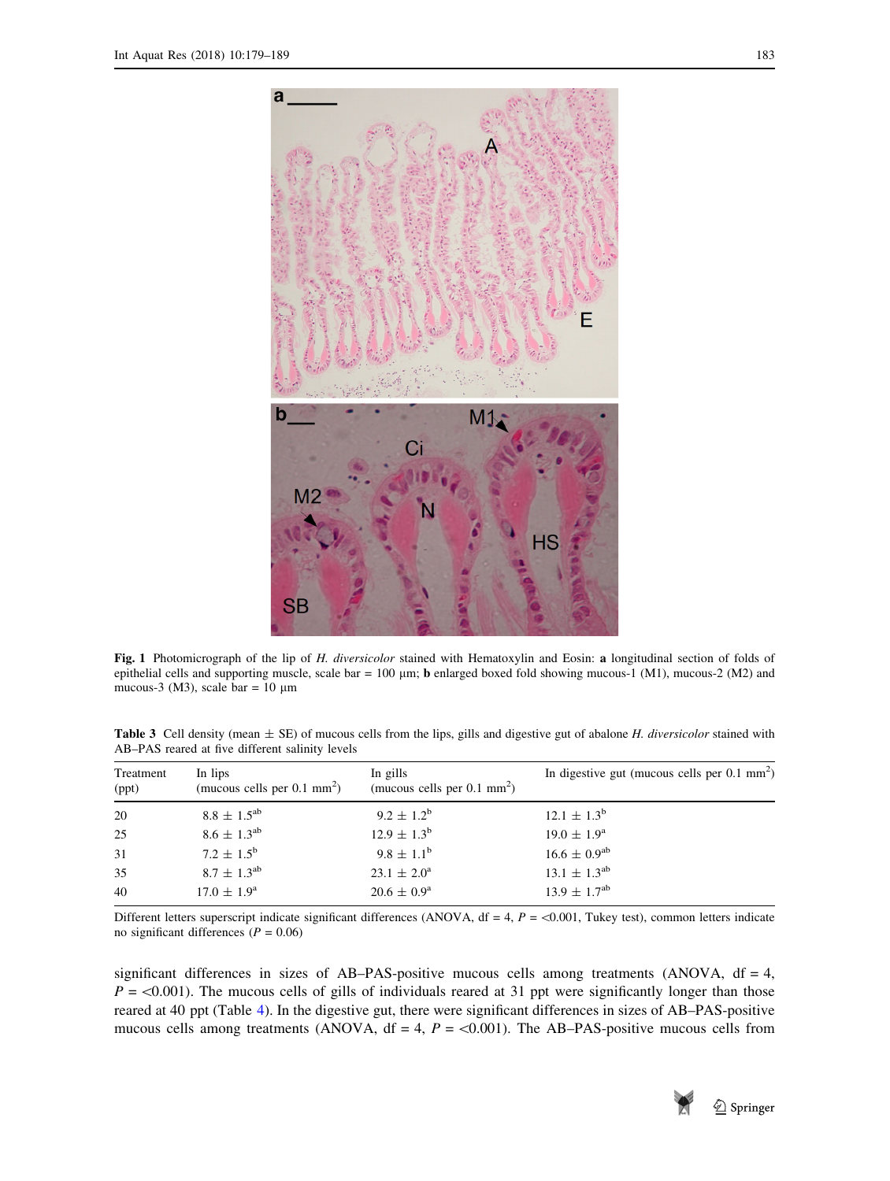Fig. 1 Photomicrograph of the lip of *H. diversicolor* stained with Hematoxylin and Eosin: **a** longitudinal section of folds of epithelial cells and supporting muscle, scale bar = 100 µm; **b** enlarged boxed fold showing mucous-1 (M1), mucous-2 (M2) and mucous-3 (M3), scale bar = 10 µm

**Table 3** Cell density (mean ± SE) of mucous cells from the lips, gills and digestive gut of abalone *H. diversicolor* stained with AB–PAS reared at five different salinity levels

| Treatment (ppt) | In lips (mucous cells per 0.1 mm$^2$) | In gills (mucous cells per 0.1 mm$^2$) | In digestive gut (mucous cells per 0.1 mm$^2$) |
|---|---|---|---|
| 20 | 8.8 ± 1.5$^{ab}$ | 9.2 ± 1.2$^{b}$ | 12.1 ± 1.3$^{b}$ |
| 25 | 8.6 ± 1.3$^{ab}$ | 12.9 ± 1.3$^{b}$ | 19.0 ± 1.9$^{a}$ |
| 31 | 7.2 ± 1.5$^{b}$ | 9.8 ± 1.1$^{b}$ | 16.6 ± 0.9$^{ab}$ |
| 35 | 8.7 ± 1.3$^{ab}$ | 23.1 ± 2.0$^{a}$ | 13.1 ± 1.3$^{ab}$ |
| 40 | 17.0 ± 1.9$^{a}$ | 20.6 ± 0.9$^{a}$ | 13.9 ± 1.7$^{ab}$ |

Different letters superscript indicate significant differences (ANOVA, df = 4, $P$ = <0.001, Tukey test), common letters indicate no significant differences ($P$ = 0.06)

significant differences in sizes of AB–PAS-positive mucous cells among treatments (ANOVA, df = 4, $P$ = <0.001). The mucous cells of gills of individuals reared at 31 ppt were significantly longer than those reared at 40 ppt (Table 4). In the digestive gut, there were significant differences in sizes of AB–PAS-positive mucous cells among treatments (ANOVA, df = 4, $P$ = <0.001). The AB–PAS-positive mucous cells from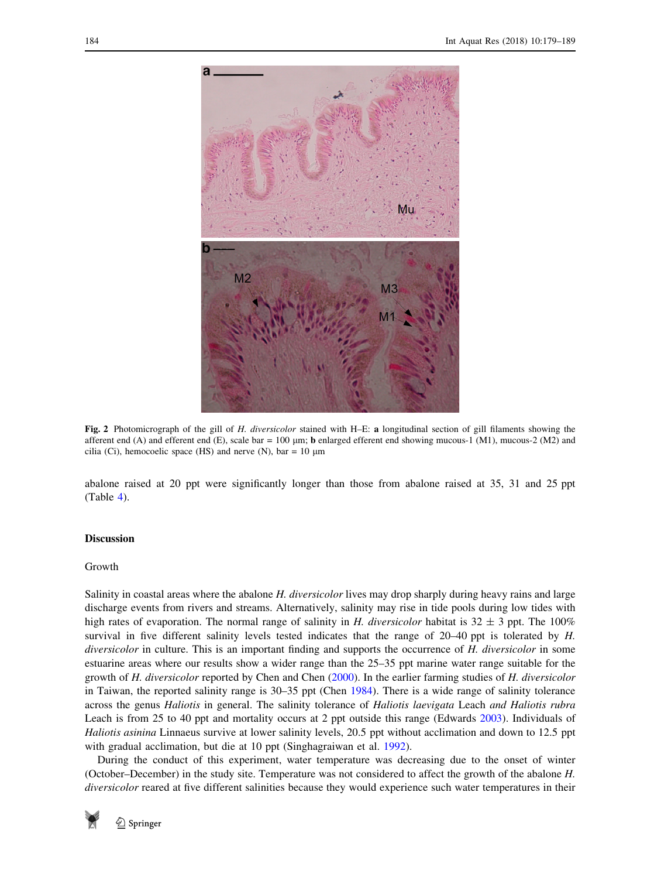**Fig. 2** Photomicrograph of the gill of *H. diversicolor* stained with H–E: **a** longitudinal section of gill filaments showing the afferent end (A) and efferent end (E), scale bar = 100 μm; **b** enlarged efferent end showing mucous-1 (M1), mucous-2 (M2) and cilia (Ci), hemocoelic space (HS) and nerve (N), bar = 10 μm

abalone raised at 20 ppt were significantly longer than those from abalone raised at 35, 31 and 25 ppt (Table 4).

## Discussion

### Growth

Salinity in coastal areas where the abalone *H. diversicolor* lives may drop sharply during heavy rains and large discharge events from rivers and streams. Alternatively, salinity may rise in tide pools during low tides with high rates of evaporation. The normal range of salinity in *H. diversicolor* habitat is 32 ± 3 ppt. The 100% survival in five different salinity levels tested indicates that the range of 20–40 ppt is tolerated by *H. diversicolor* in culture. This is an important finding and supports the occurrence of *H. diversicolor* in some estuarine areas where our results show a wider range than the 25–35 ppt marine water range suitable for the growth of *H. diversicolor* reported by Chen and Chen (2000). In the earlier farming studies of *H. diversicolor* in Taiwan, the reported salinity range is 30–35 ppt (Chen 1984). There is a wide range of salinity tolerance across the genus *Haliotis* in general. The salinity tolerance of *Haliotis laevigata* Leach *and Haliotis rubra* Leach is from 25 to 40 ppt and mortality occurs at 2 ppt outside this range (Edwards 2003). Individuals of *Haliotis asinina* Linnaeus survive at lower salinity levels, 20.5 ppt without acclimation and down to 12.5 ppt with gradual acclimation, but die at 10 ppt (Singhagraiwan et al. 1992).

During the conduct of this experiment, water temperature was decreasing due to the onset of winter (October–December) in the study site. Temperature was not considered to affect the growth of the abalone *H. diversicolor* reared at five different salinities because they would experience such water temperatures in their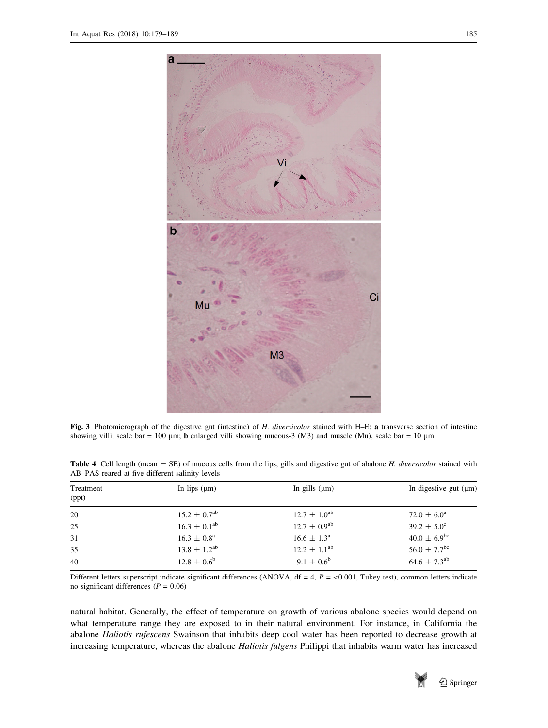**Fig. 3** Photomicrograph of the digestive gut (intestine) of *H. diversicolor* stained with H–E: **a** transverse section of intestine showing villi, scale bar = 100 μm; **b** enlarged villi showing mucous-3 (M3) and muscle (Mu), scale bar = 10 μm

**Table 4** Cell length (mean ± SE) of mucous cells from the lips, gills and digestive gut of abalone *H. diversicolor* stained with AB–PAS reared at five different salinity levels

| Treatment (ppt) | In lips (μm) | In gills (μm) | In digestive gut (μm) |
|---|---|---|---|
| 20 | 15.2 ± 0.7[ab] | 12.7 ± 1.0[ab] | 72.0 ± 6.0[a] |
| 25 | 16.3 ± 0.1[ab] | 12.7 ± 0.9[ab] | 39.2 ± 5.0[c] |
| 31 | 16.3 ± 0.8[a] | 16.6 ± 1.3[a] | 40.0 ± 6.9[bc] |
| 35 | 13.8 ± 1.2[ab] | 12.2 ± 1.1[ab] | 56.0 ± 7.7[bc] |
| 40 | 12.8 ± 0.6[b] | 9.1 ± 0.6[b] | 64.6 ± 7.3[ab] |

Different letters superscript indicate significant differences (ANOVA, df = 4, $P$ = <0.001, Tukey test), common letters indicate no significant differences ($P$ = 0.06)

natural habitat. Generally, the effect of temperature on growth of various abalone species would depend on what temperature range they are exposed to in their natural environment. For instance, in California the abalone *Haliotis rufescens* Swainson that inhabits deep cool water has been reported to decrease growth at increasing temperature, whereas the abalone *Haliotis fulgens* Philippi that inhabits warm water has increased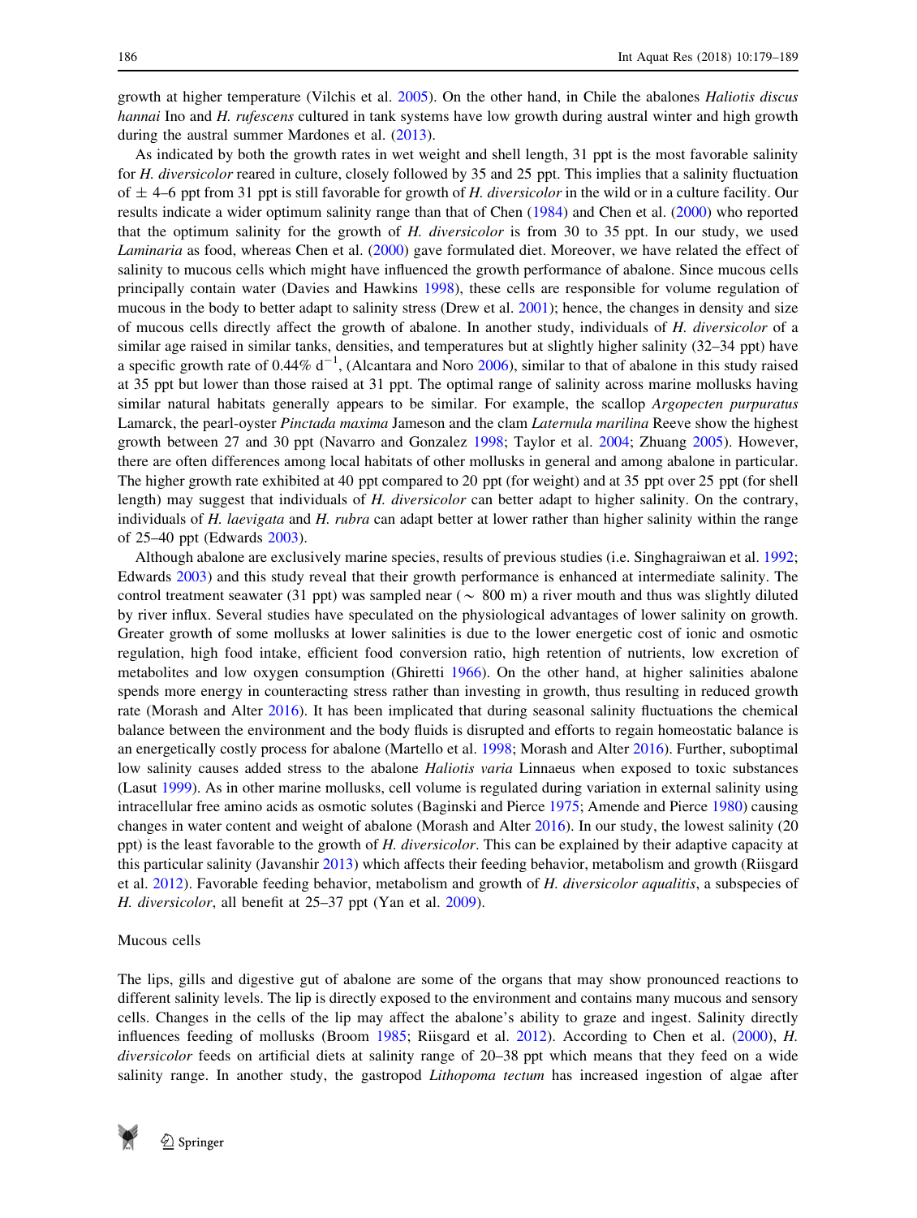growth at higher temperature (Vilchis et al. 2005). On the other hand, in Chile the abalones *Haliotis discus hannai* Ino and *H. rufescens* cultured in tank systems have low growth during austral winter and high growth during the austral summer Mardones et al. (2013).

As indicated by both the growth rates in wet weight and shell length, 31 ppt is the most favorable salinity for *H. diversicolor* reared in culture, closely followed by 35 and 25 ppt. This implies that a salinity fluctuation of ± 4–6 ppt from 31 ppt is still favorable for growth of *H. diversicolor* in the wild or in a culture facility. Our results indicate a wider optimum salinity range than that of Chen (1984) and Chen et al. (2000) who reported that the optimum salinity for the growth of *H. diversicolor* is from 30 to 35 ppt. In our study, we used *Laminaria* as food, whereas Chen et al. (2000) gave formulated diet. Moreover, we have related the effect of salinity to mucous cells which might have influenced the growth performance of abalone. Since mucous cells principally contain water (Davies and Hawkins 1998), these cells are responsible for volume regulation of mucous in the body to better adapt to salinity stress (Drew et al. 2001); hence, the changes in density and size of mucous cells directly affect the growth of abalone. In another study, individuals of *H. diversicolor* of a similar age raised in similar tanks, densities, and temperatures but at slightly higher salinity (32–34 ppt) have a specific growth rate of 0.44% $d^{-1}$, (Alcantara and Noro 2006), similar to that of abalone in this study raised at 35 ppt but lower than those raised at 31 ppt. The optimal range of salinity across marine mollusks having similar natural habitats generally appears to be similar. For example, the scallop *Argopecten purpuratus* Lamarck, the pearl-oyster *Pinctada maxima* Jameson and the clam *Laternula marilina* Reeve show the highest growth between 27 and 30 ppt (Navarro and Gonzalez 1998; Taylor et al. 2004; Zhuang 2005). However, there are often differences among local habitats of other mollusks in general and among abalone in particular. The higher growth rate exhibited at 40 ppt compared to 20 ppt (for weight) and at 35 ppt over 25 ppt (for shell length) may suggest that individuals of *H. diversicolor* can better adapt to higher salinity. On the contrary, individuals of *H. laevigata* and *H. rubra* can adapt better at lower rather than higher salinity within the range of 25–40 ppt (Edwards 2003).

Although abalone are exclusively marine species, results of previous studies (i.e. Singhagraiwan et al. 1992; Edwards 2003) and this study reveal that their growth performance is enhanced at intermediate salinity. The control treatment seawater (31 ppt) was sampled near (~ 800 m) a river mouth and thus was slightly diluted by river influx. Several studies have speculated on the physiological advantages of lower salinity on growth. Greater growth of some mollusks at lower salinities is due to the lower energetic cost of ionic and osmotic regulation, high food intake, efficient food conversion ratio, high retention of nutrients, low excretion of metabolites and low oxygen consumption (Ghiretti 1966). On the other hand, at higher salinities abalone spends more energy in counteracting stress rather than investing in growth, thus resulting in reduced growth rate (Morash and Alter 2016). It has been implicated that during seasonal salinity fluctuations the chemical balance between the environment and the body fluids is disrupted and efforts to regain homeostatic balance is an energetically costly process for abalone (Martello et al. 1998; Morash and Alter 2016). Further, suboptimal low salinity causes added stress to the abalone *Haliotis varia* Linnaeus when exposed to toxic substances (Lasut 1999). As in other marine mollusks, cell volume is regulated during variation in external salinity using intracellular free amino acids as osmotic solutes (Baginski and Pierce 1975; Amende and Pierce 1980) causing changes in water content and weight of abalone (Morash and Alter 2016). In our study, the lowest salinity (20 ppt) is the least favorable to the growth of *H. diversicolor*. This can be explained by their adaptive capacity at this particular salinity (Javanshir 2013) which affects their feeding behavior, metabolism and growth (Riisgard et al. 2012). Favorable feeding behavior, metabolism and growth of *H. diversicolor aqualitis*, a subspecies of *H. diversicolor*, all benefit at 25–37 ppt (Yan et al. 2009).

### Mucous cells

The lips, gills and digestive gut of abalone are some of the organs that may show pronounced reactions to different salinity levels. The lip is directly exposed to the environment and contains many mucous and sensory cells. Changes in the cells of the lip may affect the abalone's ability to graze and ingest. Salinity directly influences feeding of mollusks (Broom 1985; Riisgard et al. 2012). According to Chen et al. (2000), *H. diversicolor* feeds on artificial diets at salinity range of 20–38 ppt which means that they feed on a wide salinity range. In another study, the gastropod *Lithopoma tectum* has increased ingestion of algae after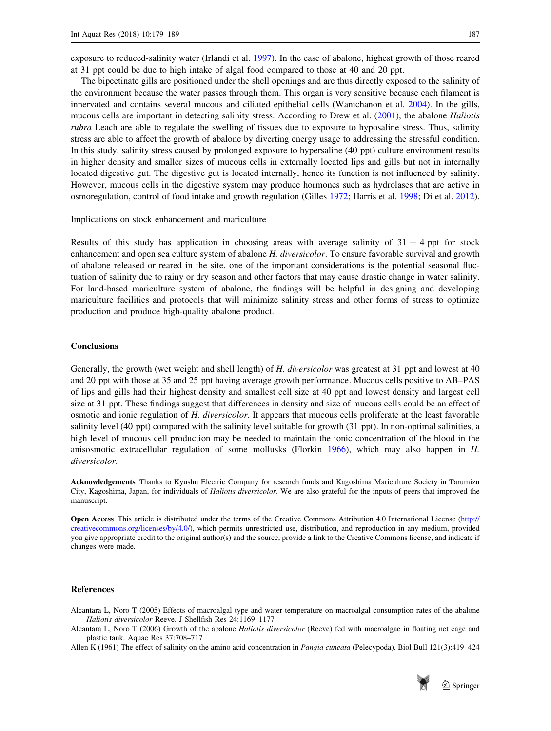exposure to reduced-salinity water (Irlandi et al. 1997). In the case of abalone, highest growth of those reared at 31 ppt could be due to high intake of algal food compared to those at 40 and 20 ppt.

The bipectinate gills are positioned under the shell openings and are thus directly exposed to the salinity of the environment because the water passes through them. This organ is very sensitive because each filament is innervated and contains several mucous and ciliated epithelial cells (Wanichanon et al. 2004). In the gills, mucous cells are important in detecting salinity stress. According to Drew et al. (2001), the abalone *Haliotis rubra* Leach are able to regulate the swelling of tissues due to exposure to hyposaline stress. Thus, salinity stress are able to affect the growth of abalone by diverting energy usage to addressing the stressful condition. In this study, salinity stress caused by prolonged exposure to hypersaline (40 ppt) culture environment results in higher density and smaller sizes of mucous cells in externally located lips and gills but not in internally located digestive gut. The digestive gut is located internally, hence its function is not influenced by salinity. However, mucous cells in the digestive system may produce hormones such as hydrolases that are active in osmoregulation, control of food intake and growth regulation (Gilles 1972; Harris et al. 1998; Di et al. 2012).

### Implications on stock enhancement and mariculture

Results of this study has application in choosing areas with average salinity of $31 \pm 4$ ppt for stock enhancement and open sea culture system of abalone *H. diversicolor*. To ensure favorable survival and growth of abalone released or reared in the site, one of the important considerations is the potential seasonal fluctuation of salinity due to rainy or dry season and other factors that may cause drastic change in water salinity. For land-based mariculture system of abalone, the findings will be helpful in designing and developing mariculture facilities and protocols that will minimize salinity stress and other forms of stress to optimize production and produce high-quality abalone product.

## Conclusions

Generally, the growth (wet weight and shell length) of *H. diversicolor* was greatest at 31 ppt and lowest at 40 and 20 ppt with those at 35 and 25 ppt having average growth performance. Mucous cells positive to AB–PAS of lips and gills had their highest density and smallest cell size at 40 ppt and lowest density and largest cell size at 31 ppt. These findings suggest that differences in density and size of mucous cells could be an effect of osmotic and ionic regulation of *H. diversicolor*. It appears that mucous cells proliferate at the least favorable salinity level (40 ppt) compared with the salinity level suitable for growth (31 ppt). In non-optimal salinities, a high level of mucous cell production may be needed to maintain the ionic concentration of the blood in the anisosmotic extracellular regulation of some mollusks (Florkin 1966), which may also happen in *H. diversicolor*.

**Acknowledgements** Thanks to Kyushu Electric Company for research funds and Kagoshima Mariculture Society in Tarumizu City, Kagoshima, Japan, for individuals of *Haliotis diversicolor*. We are also grateful for the inputs of peers that improved the manuscript.

**Open Access** This article is distributed under the terms of the Creative Commons Attribution 4.0 International License (http://creativecommons.org/licenses/by/4.0/), which permits unrestricted use, distribution, and reproduction in any medium, provided you give appropriate credit to the original author(s) and the source, provide a link to the Creative Commons license, and indicate if changes were made.

## References

Alcantara L, Noro T (2005) Effects of macroalgal type and water temperature on macroalgal consumption rates of the abalone *Haliotis diversicolor* Reeve. J Shellfish Res 24:1169–1177

Alcantara L, Noro T (2006) Growth of the abalone *Haliotis diversicolor* (Reeve) fed with macroalgae in floating net cage and plastic tank. Aquac Res 37:708–717

Allen K (1961) The effect of salinity on the amino acid concentration in *Pangia cuneata* (Pelecypoda). Biol Bull 121(3):419–424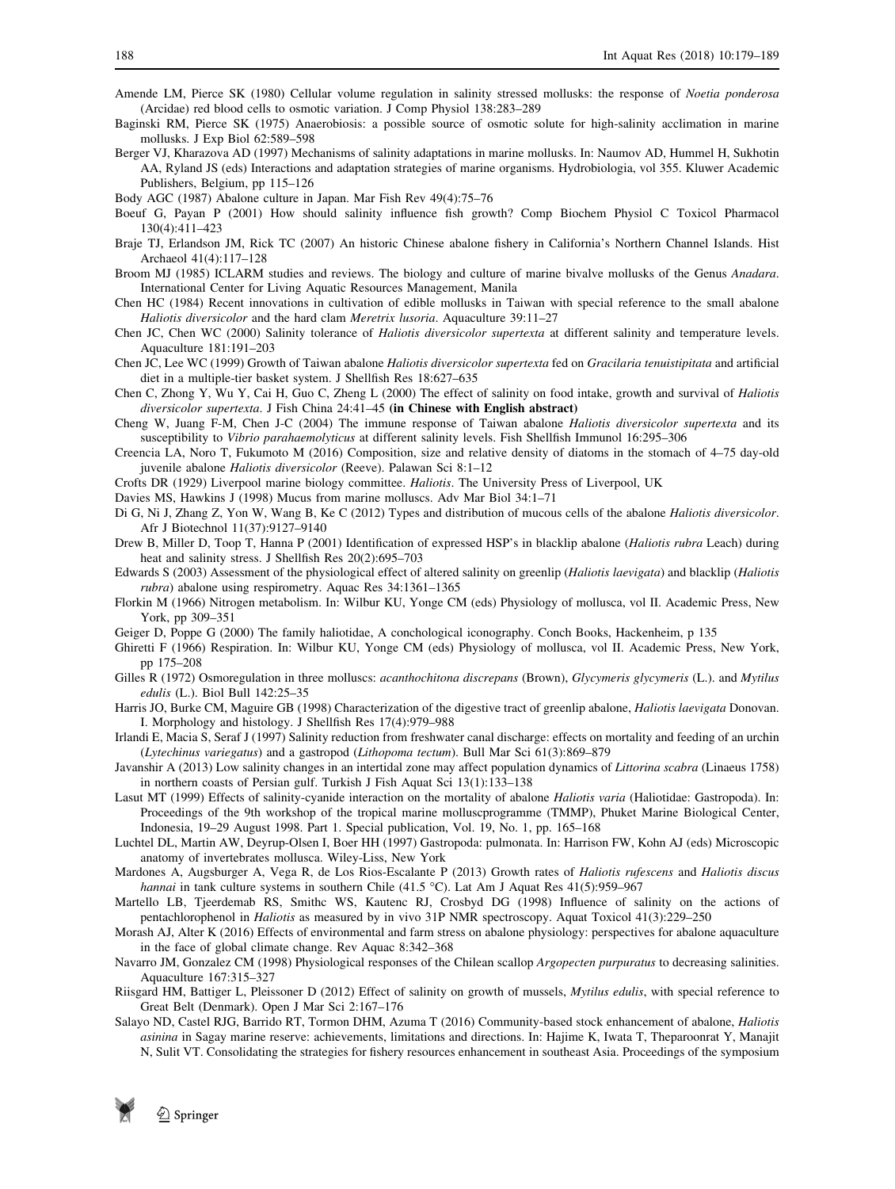Amende LM, Pierce SK (1980) Cellular volume regulation in salinity stressed mollusks: the response of *Noetia ponderosa* (Arcidae) red blood cells to osmotic variation. J Comp Physiol 138:283–289

Baginski RM, Pierce SK (1975) Anaerobiosis: a possible source of osmotic solute for high-salinity acclimation in marine mollusks. J Exp Biol 62:589–598

Berger VJ, Kharazova AD (1997) Mechanisms of salinity adaptations in marine mollusks. In: Naumov AD, Hummel H, Sukhotin AA, Ryland JS (eds) Interactions and adaptation strategies of marine organisms. Hydrobiologia, vol 355. Kluwer Academic Publishers, Belgium, pp 115–126

Body AGC (1987) Abalone culture in Japan. Mar Fish Rev 49(4):75–76

Boeuf G, Payan P (2001) How should salinity influence fish growth? Comp Biochem Physiol C Toxicol Pharmacol 130(4):411–423

Braje TJ, Erlandson JM, Rick TC (2007) An historic Chinese abalone fishery in California's Northern Channel Islands. Hist Archaeol 41(4):117–128

Broom MJ (1985) ICLARM studies and reviews. The biology and culture of marine bivalve mollusks of the Genus *Anadara*. International Center for Living Aquatic Resources Management, Manila

Chen HC (1984) Recent innovations in cultivation of edible mollusks in Taiwan with special reference to the small abalone *Haliotis diversicolor* and the hard clam *Meretrix lusoria*. Aquaculture 39:11–27

Chen JC, Chen WC (2000) Salinity tolerance of *Haliotis diversicolor supertexta* at different salinity and temperature levels. Aquaculture 181:191–203

Chen JC, Lee WC (1999) Growth of Taiwan abalone *Haliotis diversicolor supertexta* fed on *Gracilaria tenuistipitata* and artificial diet in a multiple-tier basket system. J Shellfish Res 18:627–635

Chen C, Zhong Y, Wu Y, Cai H, Guo C, Zheng L (2000) The effect of salinity on food intake, growth and survival of *Haliotis diversicolor supertexta*. J Fish China 24:41–45 **(in Chinese with English abstract)**

Cheng W, Juang F-M, Chen J-C (2004) The immune response of Taiwan abalone *Haliotis diversicolor supertexta* and its susceptibility to *Vibrio parahaemolyticus* at different salinity levels. Fish Shellfish Immunol 16:295–306

Creencia LA, Noro T, Fukumoto M (2016) Composition, size and relative density of diatoms in the stomach of 4–75 day-old juvenile abalone *Haliotis diversicolor* (Reeve). Palawan Sci 8:1–12

Crofts DR (1929) Liverpool marine biology committee. *Haliotis*. The University Press of Liverpool, UK

Davies MS, Hawkins J (1998) Mucus from marine molluscs. Adv Mar Biol 34:1–71

Di G, Ni J, Zhang Z, Yon W, Wang B, Ke C (2012) Types and distribution of mucous cells of the abalone *Haliotis diversicolor*. Afr J Biotechnol 11(37):9127–9140

Drew B, Miller D, Toop T, Hanna P (2001) Identification of expressed HSP's in blacklip abalone (*Haliotis rubra* Leach) during heat and salinity stress. J Shellfish Res 20(2):695–703

Edwards S (2003) Assessment of the physiological effect of altered salinity on greenlip (*Haliotis laevigata*) and blacklip (*Haliotis rubra*) abalone using respirometry. Aquac Res 34:1361–1365

Florkin M (1966) Nitrogen metabolism. In: Wilbur KU, Yonge CM (eds) Physiology of mollusca, vol II. Academic Press, New York, pp 309–351

Geiger D, Poppe G (2000) The family haliotidae, A conchological iconography. Conch Books, Hackenheim, p 135

Ghiretti F (1966) Respiration. In: Wilbur KU, Yonge CM (eds) Physiology of mollusca, vol II. Academic Press, New York, pp 175–208

Gilles R (1972) Osmoregulation in three molluscs: *acanthochitona discrepans* (Brown), *Glycymeris glycymeris* (L.). and *Mytilus edulis* (L.). Biol Bull 142:25–35

Harris JO, Burke CM, Maguire GB (1998) Characterization of the digestive tract of greenlip abalone, *Haliotis laevigata* Donovan. I. Morphology and histology. J Shellfish Res 17(4):979–988

Irlandi E, Macia S, Seraf J (1997) Salinity reduction from freshwater canal discharge: effects on mortality and feeding of an urchin (*Lytechinus variegatus*) and a gastropod (*Lithopoma tectum*). Bull Mar Sci 61(3):869–879

Javanshir A (2013) Low salinity changes in an intertidal zone may affect population dynamics of *Littorina scabra* (Linaeus 1758) in northern coasts of Persian gulf. Turkish J Fish Aquat Sci 13(1):133–138

Lasut MT (1999) Effects of salinity-cyanide interaction on the mortality of abalone *Haliotis varia* (Haliotidae: Gastropoda). In: Proceedings of the 9th workshop of the tropical marine molluscprogramme (TMMP), Phuket Marine Biological Center, Indonesia, 19–29 August 1998. Part 1. Special publication, Vol. 19, No. 1, pp. 165–168

Luchtel DL, Martin AW, Deyrup-Olsen I, Boer HH (1997) Gastropoda: pulmonata. In: Harrison FW, Kohn AJ (eds) Microscopic anatomy of invertebrates mollusca. Wiley-Liss, New York

Mardones A, Augsburger A, Vega R, de Los Rios-Escalante P (2013) Growth rates of *Haliotis rufescens* and *Haliotis discus hannai* in tank culture systems in southern Chile (41.5 °C). Lat Am J Aquat Res 41(5):959–967

Martello LB, Tjeerdemab RS, Smithc WS, Kautenc RJ, Crosbyd DG (1998) Influence of salinity on the actions of pentachlorophenol in *Haliotis* as measured by in vivo 31P NMR spectroscopy. Aquat Toxicol 41(3):229–250

Morash AJ, Alter K (2016) Effects of environmental and farm stress on abalone physiology: perspectives for abalone aquaculture in the face of global climate change. Rev Aquac 8:342–368

Navarro JM, Gonzalez CM (1998) Physiological responses of the Chilean scallop *Argopecten purpuratus* to decreasing salinities. Aquaculture 167:315–327

Riisgard HM, Battiger L, Pleissoner D (2012) Effect of salinity on growth of mussels, *Mytilus edulis*, with special reference to Great Belt (Denmark). Open J Mar Sci 2:167–176

Salayo ND, Castel RJG, Barrido RT, Tormon DHM, Azuma T (2016) Community-based stock enhancement of abalone, *Haliotis asinina* in Sagay marine reserve: achievements, limitations and directions. In: Hajime K, Iwata T, Theparoonrat Y, Manajit N, Sulit VT. Consolidating the strategies for fishery resources enhancement in southeast Asia. Proceedings of the symposium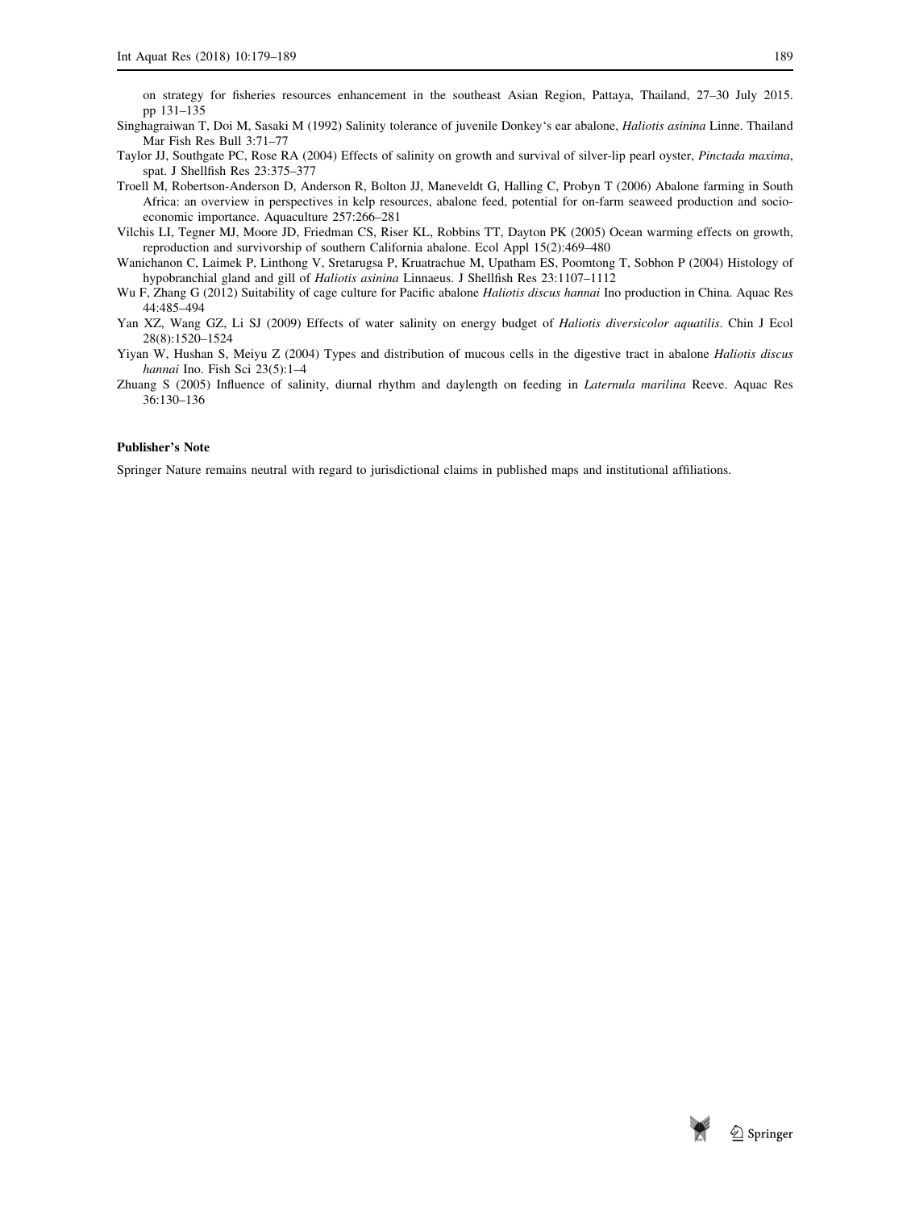on strategy for fisheries resources enhancement in the southeast Asian Region, Pattaya, Thailand, 27–30 July 2015. pp 131–135

Singhagraiwan T, Doi M, Sasaki M (1992) Salinity tolerance of juvenile Donkey's ear abalone, *Haliotis asinina* Linne. Thailand Mar Fish Res Bull 3:71–77

Taylor JJ, Southgate PC, Rose RA (2004) Effects of salinity on growth and survival of silver-lip pearl oyster, *Pinctada maxima*, spat. J Shellfish Res 23:375–377

Troell M, Robertson-Anderson D, Anderson R, Bolton JJ, Maneveldt G, Halling C, Probyn T (2006) Abalone farming in South Africa: an overview in perspectives in kelp resources, abalone feed, potential for on-farm seaweed production and socio-economic importance. Aquaculture 257:266–281

Vilchis LI, Tegner MJ, Moore JD, Friedman CS, Riser KL, Robbins TT, Dayton PK (2005) Ocean warming effects on growth, reproduction and survivorship of southern California abalone. Ecol Appl 15(2):469–480

Wanichanon C, Laimek P, Linthong V, Sretarugsa P, Kruatrachue M, Upatham ES, Poomtong T, Sobhon P (2004) Histology of hypobranchial gland and gill of *Haliotis asinina* Linnaeus. J Shellfish Res 23:1107–1112

Wu F, Zhang G (2012) Suitability of cage culture for Pacific abalone *Haliotis discus hannai* Ino production in China. Aquac Res 44:485–494

Yan XZ, Wang GZ, Li SJ (2009) Effects of water salinity on energy budget of *Haliotis diversicolor aquatilis*. Chin J Ecol 28(8):1520–1524

Yiyan W, Hushan S, Meiyu Z (2004) Types and distribution of mucous cells in the digestive tract in abalone *Haliotis discus hannai* Ino. Fish Sci 23(5):1–4

Zhuang S (2005) Influence of salinity, diurnal rhythm and daylength on feeding in *Laternula marilina* Reeve. Aquac Res 36:130–136

**Publisher's Note**

Springer Nature remains neutral with regard to jurisdictional claims in published maps and institutional affiliations.